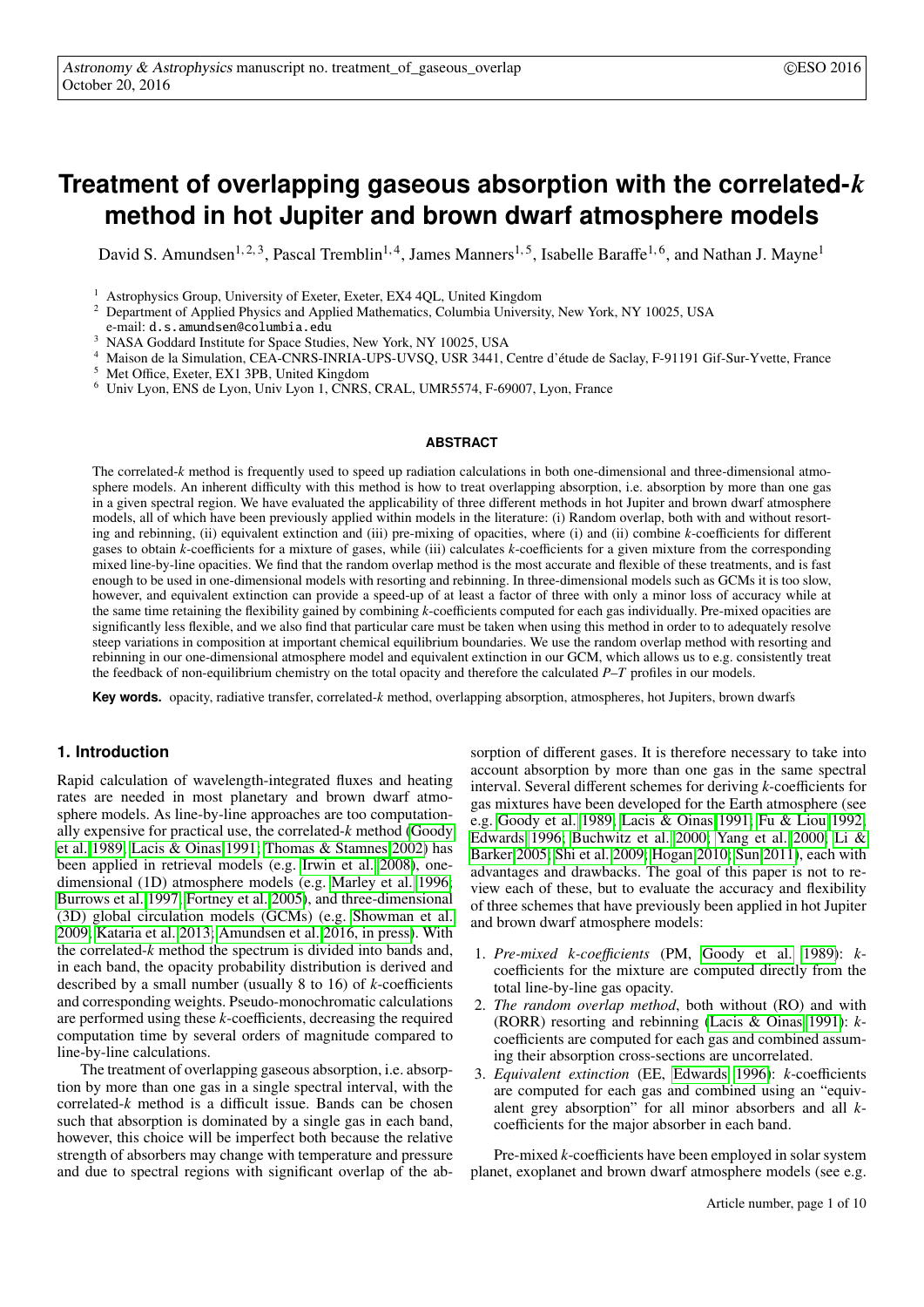# Treatment of overlapping gaseous absorption with the correlated-*k* method in hot Jupiter and brown dwarf atmosphere models

David S. Amundsen[1,2,3], Pascal Tremblin[1,4], James Manners[1,5], Isabelle Baraffe[1,6], and Nathan J. Mayne[1]

[1] Astrophysics Group, University of Exeter, Exeter, EX4 4QL, United Kingdom

[2] Department of Applied Physics and Applied Mathematics, Columbia University, New York, NY 10025, USA
e-mail: d.s.amundsen@columbia.edu

[3] NASA Goddard Institute for Space Studies, New York, NY 10025, USA

[4] Maison de la Simulation, CEA-CNRS-INRIA-UPS-UVSQ, USR 3441, Centre d'étude de Saclay, F-91191 Gif-Sur-Yvette, France

[5] Met Office, Exeter, EX1 3PB, United Kingdom

[6] Univ Lyon, ENS de Lyon, Univ Lyon 1, CNRS, CRAL, UMR5574, F-69007, Lyon, France

## ABSTRACT

The correlated-*k* method is frequently used to speed up radiation calculations in both one-dimensional and three-dimensional atmosphere models. An inherent difficulty with this method is how to treat overlapping absorption, i.e. absorption by more than one gas in a given spectral region. We have evaluated the applicability of three different methods in hot Jupiter and brown dwarf atmosphere models, all of which have been previously applied within models in the literature: (i) Random overlap, both with and without resorting and rebinning, (ii) equivalent extinction and (iii) pre-mixing of opacities, where (i) and (ii) combine *k*-coefficients for different gases to obtain *k*-coefficients for a mixture of gases, while (iii) calculates *k*-coefficients for a given mixture from the corresponding mixed line-by-line opacities. We find that the random overlap method is the most accurate and flexible of these treatments, and is fast enough to be used in one-dimensional models with resorting and rebinning. In three-dimensional models such as GCMs it is too slow, however, and equivalent extinction can provide a speed-up of at least a factor of three with only a minor loss of accuracy while at the same time retaining the flexibility gained by combining *k*-coefficients computed for each gas individually. Pre-mixed opacities are significantly less flexible, and we also find that particular care must be taken when using this method in order to to adequately resolve steep variations in composition at important chemical equilibrium boundaries. We use the random overlap method with resorting and rebinning in our one-dimensional atmosphere model and equivalent extinction in our GCM, which allows us to e.g. consistently treat the feedback of non-equilibrium chemistry on the total opacity and therefore the calculated *P*–*T* profiles in our models.

**Key words.** opacity, radiative transfer, correlated-*k* method, overlapping absorption, atmospheres, hot Jupiters, brown dwarfs

## 1. Introduction

Rapid calculation of wavelength-integrated fluxes and heating rates are needed in most planetary and brown dwarf atmosphere models. As line-by-line approaches are too computationally expensive for practical use, the correlated-*k* method (Goody et al. 1989; Lacis & Oinas 1991; Thomas & Stamnes 2002) has been applied in retrieval models (e.g. Irwin et al. 2008), one-dimensional (1D) atmosphere models (e.g. Marley et al. 1996; Burrows et al. 1997; Fortney et al. 2005), and three-dimensional (3D) global circulation models (GCMs) (e.g. Showman et al. 2009; Kataria et al. 2013; Amundsen et al. 2016, in press). With the correlated-*k* method the spectrum is divided into bands and, in each band, the opacity probability distribution is derived and described by a small number (usually 8 to 16) of *k*-coefficients and corresponding weights. Pseudo-monochromatic calculations are performed using these *k*-coefficients, decreasing the required computation time by several orders of magnitude compared to line-by-line calculations.

The treatment of overlapping gaseous absorption, i.e. absorption by more than one gas in a single spectral interval, with the correlated-*k* method is a difficult issue. Bands can be chosen such that absorption is dominated by a single gas in each band, however, this choice will be imperfect both because the relative strength of absorbers may change with temperature and pressure and due to spectral regions with significant overlap of the absorption of different gases. It is therefore necessary to take into account absorption by more than one gas in the same spectral interval. Several different schemes for deriving *k*-coefficients for gas mixtures have been developed for the Earth atmosphere (see e.g. Goody et al. 1989; Lacis & Oinas 1991; Fu & Liou 1992; Edwards 1996; Buchwitz et al. 2000; Yang et al. 2000; Li & Barker 2005; Shi et al. 2009; Hogan 2010; Sun 2011), each with advantages and drawbacks. The goal of this paper is not to review each of these, but to evaluate the accuracy and flexibility of three schemes that have previously been applied in hot Jupiter and brown dwarf atmosphere models:

1. *Pre-mixed k-coefficients* (PM, Goody et al. 1989): *k*-coefficients for the mixture are computed directly from the total line-by-line gas opacity.
2. *The random overlap method*, both without (RO) and with (RORR) resorting and rebinning (Lacis & Oinas 1991): *k*-coefficients are computed for each gas and combined assuming their absorption cross-sections are uncorrelated.
3. *Equivalent extinction* (EE, Edwards 1996): *k*-coefficients are computed for each gas and combined using an "equivalent grey absorption" for all minor absorbers and all *k*-coefficients for the major absorber in each band.

Pre-mixed *k*-coefficients have been employed in solar system planet, exoplanet and brown dwarf atmosphere models (see e.g.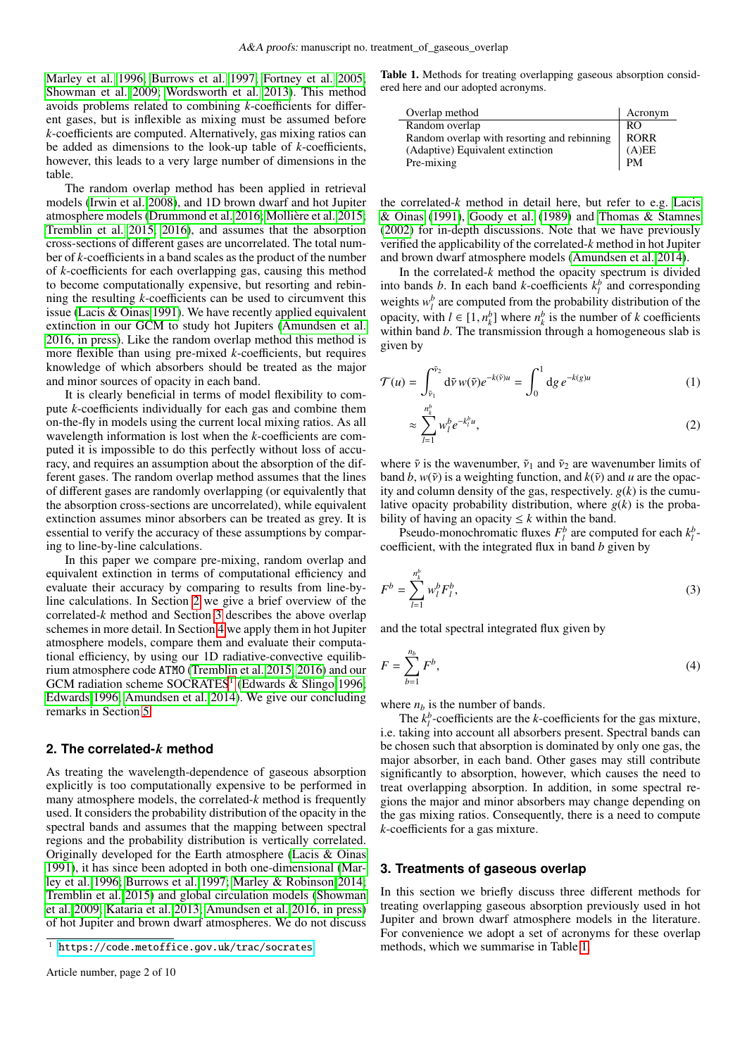Marley et al. 1996; Burrows et al. 1997; Fortney et al. 2005; Showman et al. 2009; Wordsworth et al. 2013). This method avoids problems related to combining $k$-coefficients for different gases, but is inflexible as mixing must be assumed before $k$-coefficients are computed. Alternatively, gas mixing ratios can be added as dimensions to the look-up table of $k$-coefficients, however, this leads to a very large number of dimensions in the table.

The random overlap method has been applied in retrieval models (Irwin et al. 2008), and 1D brown dwarf and hot Jupiter atmosphere models (Drummond et al. 2016; Mollière et al. 2015; Tremblin et al. 2015, 2016), and assumes that the absorption cross-sections of different gases are uncorrelated. The total number of $k$-coefficients in a band scales as the product of the number of $k$-coefficients for each overlapping gas, causing this method to become computationally expensive, but resorting and rebinning the resulting $k$-coefficients can be used to circumvent this issue (Lacis & Oinas 1991). We have recently applied equivalent extinction in our GCM to study hot Jupiters (Amundsen et al. 2016, in press). Like the random overlap method this method is more flexible than using pre-mixed $k$-coefficients, but requires knowledge of which absorbers should be treated as the major and minor sources of opacity in each band.

It is clearly beneficial in terms of model flexibility to compute $k$-coefficients individually for each gas and combine them on-the-fly in models using the current local mixing ratios. As all wavelength information is lost when the $k$-coefficients are computed it is impossible to do this perfectly without loss of accuracy, and requires an assumption about the absorption of the different gases. The random overlap method assumes that the lines of different gases are randomly overlapping (or equivalently that the absorption cross-sections are uncorrelated), while equivalent extinction assumes minor absorbers can be treated as grey. It is essential to verify the accuracy of these assumptions by comparing to line-by-line calculations.

In this paper we compare pre-mixing, random overlap and equivalent extinction in terms of computational efficiency and evaluate their accuracy by comparing to results from line-by-line calculations. In Section 2 we give a brief overview of the correlated-$k$ method and Section 3 describes the above overlap schemes in more detail. In Section 4 we apply them in hot Jupiter atmosphere models, compare them and evaluate their computational efficiency, by using our 1D radiative-convective equilibrium atmosphere code `ATMO` (Tremblin et al. 2015, 2016) and our GCM radiation scheme SOCRATES[1] (Edwards & Slingo 1996; Edwards 1996; Amundsen et al. 2014). We give our concluding remarks in Section 5.

## 2. The correlated-$k$ method

As treating the wavelength-dependence of gaseous absorption explicitly is too computationally expensive to be performed in many atmosphere models, the correlated-$k$ method is frequently used. It considers the probability distribution of the opacity in the spectral bands and assumes that the mapping between spectral regions and the probability distribution is vertically correlated. Originally developed for the Earth atmosphere (Lacis & Oinas 1991), it has since been adopted in both one-dimensional (Marley et al. 1996; Burrows et al. 1997; Marley & Robinson 2014; Tremblin et al. 2015) and global circulation models (Showman et al. 2009; Kataria et al. 2013; Amundsen et al. 2016, in press) of hot Jupiter and brown dwarf atmospheres. We do not discuss the correlated-$k$ method in detail here, but refer to e.g. Lacis & Oinas (1991), Goody et al. (1989) and Thomas & Stamnes (2002) for in-depth discussions. Note that we have previously verified the applicability of the correlated-$k$ method in hot Jupiter and brown dwarf atmosphere models (Amundsen et al. 2014).

[1] https://code.metoffice.gov.uk/trac/socrates

**Table 1.** Methods for treating overlapping gaseous absorption considered here and our adopted acronyms.

| Overlap method | Acronym |
|---|---|
| Random overlap | RO |
| Random overlap with resorting and rebinning | RORR |
| (Adaptive) Equivalent extinction | (A)EE |
| Pre-mixing | PM |

In the correlated-$k$ method the opacity spectrum is divided into bands $b$. In each band $k$-coefficients $k_l^b$ and corresponding weights $w_l^b$ are computed from the probability distribution of the opacity, with $l \in [1, n_k^b]$ where $n_k^b$ is the number of $k$ coefficients within band $b$. The transmission through a homogeneous slab is given by

$$\mathcal{T}(u) = \int_{\tilde{\nu}_1}^{\tilde{\nu}_2} \mathrm{d}\tilde{\nu}\, w(\tilde{\nu}) e^{-k(\tilde{\nu})u} = \int_0^1 \mathrm{d}g\, e^{-k(g)u} \tag{1}$$

$$\approx \sum_{l=1}^{n_k^b} w_l^b e^{-k_l^b u}, \tag{2}$$

where $\tilde{\nu}$ is the wavenumber, $\tilde{\nu}_1$ and $\tilde{\nu}_2$ are wavenumber limits of band $b$, $w(\tilde{\nu})$ is a weighting function, and $k(\tilde{\nu})$ and $u$ are the opacity and column density of the gas, respectively. $g(k)$ is the cumulative opacity probability distribution, where $g(k)$ is the probability of having an opacity $\leq k$ within the band.

Pseudo-monochromatic fluxes $F_l^b$ are computed for each $k_l^b$-coefficient, with the integrated flux in band $b$ given by

$$F^b = \sum_{l=1}^{n_k^b} w_l^b F_l^b, \tag{3}$$

and the total spectral integrated flux given by

$$F = \sum_{b=1}^{n_b} F^b, \tag{4}$$

where $n_b$ is the number of bands.

The $k_l^b$-coefficients are the $k$-coefficients for the gas mixture, i.e. taking into account all absorbers present. Spectral bands can be chosen such that absorption is dominated by only one gas, the major absorber, in each band. Other gases may still contribute significantly to absorption, however, which causes the need to treat overlapping absorption. In addition, in some spectral regions the major and minor absorbers may change depending on the gas mixing ratios. Consequently, there is a need to compute $k$-coefficients for a gas mixture.

## 3. Treatments of gaseous overlap

In this section we briefly discuss three different methods for treating overlapping gaseous absorption previously used in hot Jupiter and brown dwarf atmosphere models in the literature. For convenience we adopt a set of acronyms for these overlap methods, which we summarise in Table 1.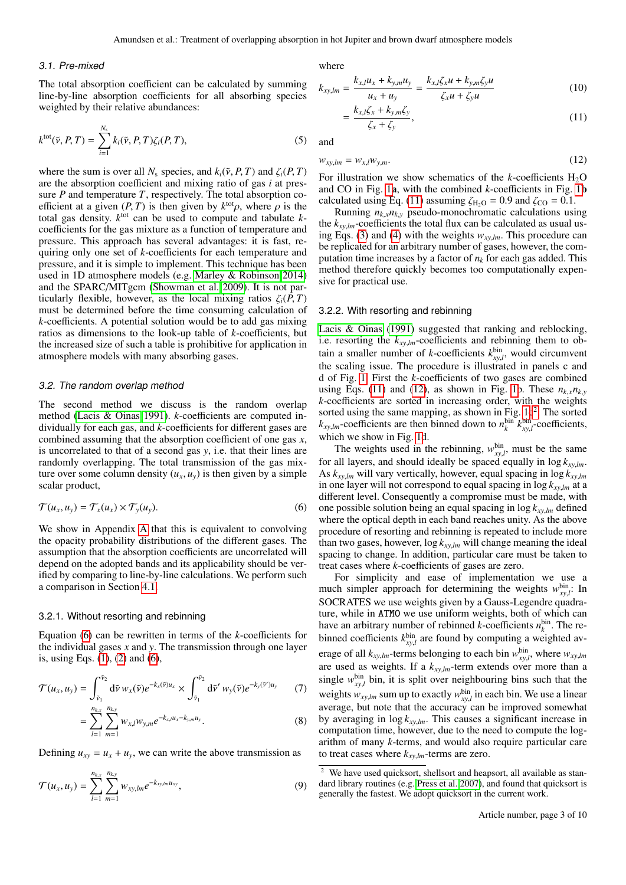### 3.1. Pre-mixed

The total absorption coefficient can be calculated by summing line-by-line absorption coefficients for all absorbing species weighted by their relative abundances:

$$k^{\rm tot}(\tilde{\nu}, P, T) = \sum_{i=1}^{N_s} k_i(\tilde{\nu}, P, T)\zeta_i(P, T), \tag{5}$$

where the sum is over all $N_s$ species, and $k_i(\tilde{\nu}, P, T)$ and $\zeta_i(P, T)$ are the absorption coefficient and mixing ratio of gas $i$ at pressure $P$ and temperature $T$, respectively. The total absorption coefficient at a given $(P, T)$ is then given by $k^{\rm tot}\rho$, where $\rho$ is the total gas density. $k^{\rm tot}$ can be used to compute and tabulate $k$-coefficients for the gas mixture as a function of temperature and pressure. This approach has several advantages: it is fast, requiring only one set of $k$-coefficients for each temperature and pressure, and it is simple to implement. This technique has been used in 1D atmosphere models (e.g. Marley & Robinson 2014) and the SPARC/MITgcm (Showman et al. 2009). It is not particularly flexible, however, as the local mixing ratios $\zeta_i(P, T)$ must be determined before the time consuming calculation of $k$-coefficients. A potential solution would be to add gas mixing ratios as dimensions to the look-up table of $k$-coefficients, but the increased size of such a table is prohibitive for application in atmosphere models with many absorbing gases.

### 3.2. The random overlap method

The second method we discuss is the random overlap method (Lacis & Oinas 1991). $k$-coefficients are computed individually for each gas, and $k$-coefficients for different gases are combined assuming that the absorption coefficient of one gas $x$, is uncorrelated to that of a second gas $y$, i.e. that their lines are randomly overlapping. The total transmission of the gas mixture over some column density $(u_x, u_y)$ is then given by a simple scalar product,

$$\mathcal{T}(u_x, u_y) = \mathcal{T}_x(u_x) \times \mathcal{T}_y(u_y). \tag{6}$$

We show in Appendix A that this is equivalent to convolving the opacity probability distributions of the different gases. The assumption that the absorption coefficients are uncorrelated will depend on the adopted bands and its applicability should be verified by comparing to line-by-line calculations. We perform such a comparison in Section 4.1.

#### 3.2.1. Without resorting and rebinning

Equation (6) can be rewritten in terms of the $k$-coefficients for the individual gases $x$ and $y$. The transmission through one layer is, using Eqs. (1), (2) and (6),

$$\mathcal{T}(u_x, u_y) = \int_{\tilde{\nu}_1}^{\tilde{\nu}_2} {\rm d}\tilde{\nu}\, w_x(\tilde{\nu}) e^{-k_x(\tilde{\nu})u_x} \times \int_{\tilde{\nu}_1}^{\tilde{\nu}_2} {\rm d}\tilde{\nu}'\, w_y(\tilde{\nu}) e^{-k_y(\tilde{\nu}')u_y} \tag{7}$$

$$= \sum_{l=1}^{n_{k,x}} \sum_{m=1}^{n_{k,y}} w_{x,l} w_{y,m} e^{-k_{x,l}u_x - k_{y,m}u_y}. \tag{8}$$

Defining $u_{xy} = u_x + u_y$, we can write the above transmission as

$$\mathcal{T}(u_x, u_y) = \sum_{l=1}^{n_{k,x}} \sum_{m=1}^{n_{k,y}} w_{xy,lm} e^{-k_{xy,lm}u_{xy}}, \tag{9}$$

where

$$k_{xy,lm} = \frac{k_{x,l}u_x + k_{y,m}u_y}{u_x + u_y} = \frac{k_{x,l}\zeta_x u + k_{y,m}\zeta_y u}{\zeta_x u + \zeta_y u} \tag{10}$$

$$= \frac{k_{x,l}\zeta_x + k_{y,m}\zeta_y}{\zeta_x + \zeta_y}, \tag{11}$$

and

$$w_{xy,lm} = w_{x,l} w_{y,m}. \tag{12}$$

For illustration we show schematics of the $k$-coefficients $H_2O$ and CO in Fig. 1a, with the combined $k$-coefficients in Fig. 1b calculated using Eq. (11) assuming $\zeta_{H_2O} = 0.9$ and $\zeta_{CO} = 0.1$.

Running $n_{k,x}n_{k,y}$ pseudo-monochromatic calculations using the $k_{xy,lm}$-coefficients the total flux can be calculated as usual using Eqs. (3) and (4) with the weights $w_{xy,lm}$. This procedure can be replicated for an arbitrary number of gases, however, the computation time increases by a factor of $n_k$ for each gas added. This method therefore quickly becomes too computationally expensive for practical use.

#### 3.2.2. With resorting and rebinning

Lacis & Oinas (1991) suggested that ranking and reblocking, i.e. resorting the $k_{xy,lm}$-coefficients and rebinning them to obtain a smaller number of $k$-coefficients $k_{xy,l}^{\rm bin}$, would circumvent the scaling issue. The procedure is illustrated in panels c and d of Fig. 1. First the $k$-coefficients of two gases are combined using Eqs. (11) and (12), as shown in Fig. 1b. These $n_{k,x}n_{k,y}$ $k$-coefficients are sorted in increasing order, with the weights sorted using the same mapping, as shown in Fig. 1c.[2] The sorted $k_{xy,lm}$-coefficients are then binned down to $n_k^{\rm bin}$ $k_{xy,l}^{\rm bin}$-coefficients, which we show in Fig. 1d.

The weights used in the rebinning, $w_{xy,l}^{\rm bin}$, must be the same for all layers, and should ideally be spaced equally in $\log k_{xy,lm}$. As $k_{xy,lm}$ will vary vertically, however, equal spacing in $\log k_{xy,lm}$ in one layer will not correspond to equal spacing in $\log k_{xy,lm}$ at a different level. Consequently a compromise must be made, with one possible solution being an equal spacing in $\log k_{xy,lm}$ defined where the optical depth in each band reaches unity. As the above procedure of resorting and rebinning is repeated to include more than two gases, however, $\log k_{xy,lm}$ will change meaning the ideal spacing to change. In addition, particular care must be taken to treat cases where $k$-coefficients of gases are zero.

For simplicity and ease of implementation we use a much simpler approach for determining the weights $w_{xy,l}^{\rm bin}$: In SOCRATES we use weights given by a Gauss-Legendre quadrature, while in ATMO we use uniform weights, both of which can have an arbitrary number of rebinned $k$-coefficients $n_k^{\rm bin}$. The rebinned coefficients $k_{xy,l}^{\rm bin}$ are found by computing a weighted average of all $k_{xy,lm}$-terms belonging to each bin $w_{xy,l}^{\rm bin}$, where $w_{xy,lm}$ are used as weights. If a $k_{xy,lm}$-term extends over more than a single $w_{xy,l}^{\rm bin}$ bin, it is split over neighbouring bins such that the weights $w_{xy,lm}$ sum up to exactly $w_{xy,l}^{\rm bin}$ in each bin. We use a linear average, but note that the accuracy can be improved somewhat by averaging in $\log k_{xy,lm}$. This causes a significant increase in computation time, however, due to the need to compute the logarithm of many $k$-terms, and would also require particular care to treat cases where $k_{xy,lm}$-terms are zero.

[2] We have used quicksort, shellsort and heapsort, all available as standard library routines (e.g. Press et al. 2007), and found that quicksort is generally the fastest. We adopt quicksort in the current work.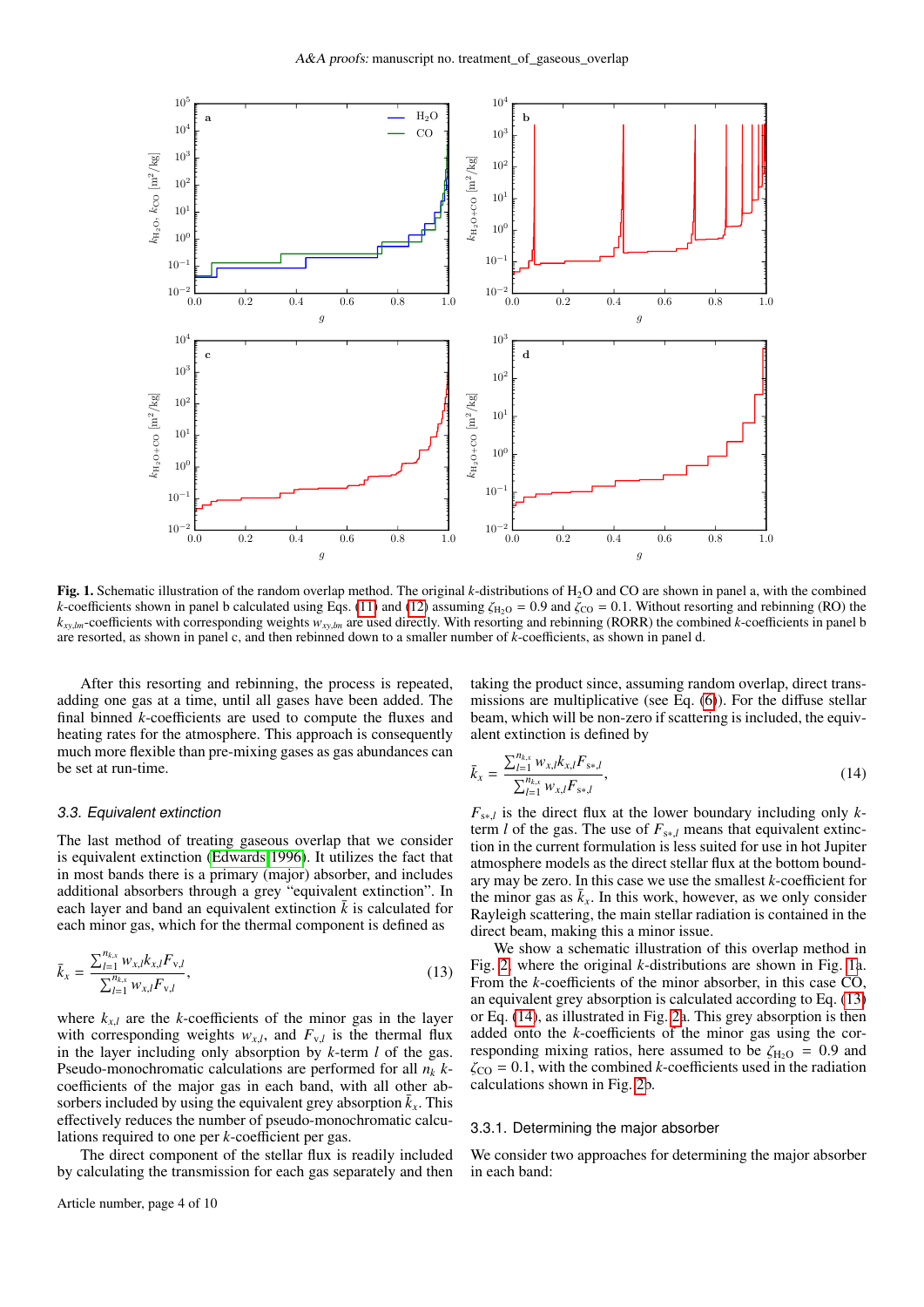**Fig. 1.** Schematic illustration of the random overlap method. The original $k$-distributions of $H_2O$ and CO are shown in panel a, with the combined $k$-coefficients shown in panel b calculated using Eqs. (11) and (12) assuming $\zeta_{H_2O} = 0.9$ and $\zeta_{CO} = 0.1$. Without resorting and rebinning (RO) the $k_{xy,lm}$-coefficients with corresponding weights $w_{xy,lm}$ are used directly. With resorting and rebinning (RORR) the combined $k$-coefficients in panel b are resorted, as shown in panel c, and then rebinned down to a smaller number of $k$-coefficients, as shown in panel d.

After this resorting and rebinning, the process is repeated, adding one gas at a time, until all gases have been added. The final binned $k$-coefficients are used to compute the fluxes and heating rates for the atmosphere. This approach is consequently much more flexible than pre-mixing gases as gas abundances can be set at run-time.

### 3.3. Equivalent extinction

The last method of treating gaseous overlap that we consider is equivalent extinction (Edwards 1996). It utilizes the fact that in most bands there is a primary (major) absorber, and includes additional absorbers through a grey "equivalent extinction". In each layer and band an equivalent extinction $\bar{k}$ is calculated for each minor gas, which for the thermal component is defined as

$$\bar{k}_x = \frac{\sum_{l=1}^{n_{k,x}} w_{x,l} k_{x,l} F_{v,l}}{\sum_{l=1}^{n_{k,x}} w_{x,l} F_{v,l}}, \tag{13}$$

where $k_{x,l}$ are the $k$-coefficients of the minor gas in the layer with corresponding weights $w_{x,l}$, and $F_{v,l}$ is the thermal flux in the layer including only absorption by $k$-term $l$ of the gas. Pseudo-monochromatic calculations are performed for all $n_k$ $k$-coefficients of the major gas in each band, with all other absorbers included by using the equivalent grey absorption $\bar{k}_x$. This effectively reduces the number of pseudo-monochromatic calculations required to one per $k$-coefficient per gas.

The direct component of the stellar flux is readily included by calculating the transmission for each gas separately and then taking the product since, assuming random overlap, direct transmissions are multiplicative (see Eq. (6)). For the diffuse stellar beam, which will be non-zero if scattering is included, the equivalent extinction is defined by

$$\bar{k}_x = \frac{\sum_{l=1}^{n_{k,x}} w_{x,l} k_{x,l} F_{s*,l}}{\sum_{l=1}^{n_{k,x}} w_{x,l} F_{s*,l}}, \tag{14}$$

$F_{s*,l}$ is the direct flux at the lower boundary including only $k$-term $l$ of the gas. The use of $F_{s*,l}$ means that equivalent extinction in the current formulation is less suited for use in hot Jupiter atmosphere models as the direct stellar flux at the bottom boundary may be zero. In this case we use the smallest $k$-coefficient for the minor gas as $\bar{k}_x$. In this work, however, as we only consider Rayleigh scattering, the main stellar radiation is contained in the direct beam, making this a minor issue.

We show a schematic illustration of this overlap method in Fig. 2, where the original $k$-distributions are shown in Fig. 1a. From the $k$-coefficients of the minor absorber, in this case CO, an equivalent grey absorption is calculated according to Eq. (13) or Eq. (14), as illustrated in Fig. 2a. This grey absorption is then added onto the $k$-coefficients of the minor gas using the corresponding mixing ratios, here assumed to be $\zeta_{H_2O} = 0.9$ and $\zeta_{CO} = 0.1$, with the combined $k$-coefficients used in the radiation calculations shown in Fig. 2b.

#### 3.3.1. Determining the major absorber

We consider two approaches for determining the major absorber in each band: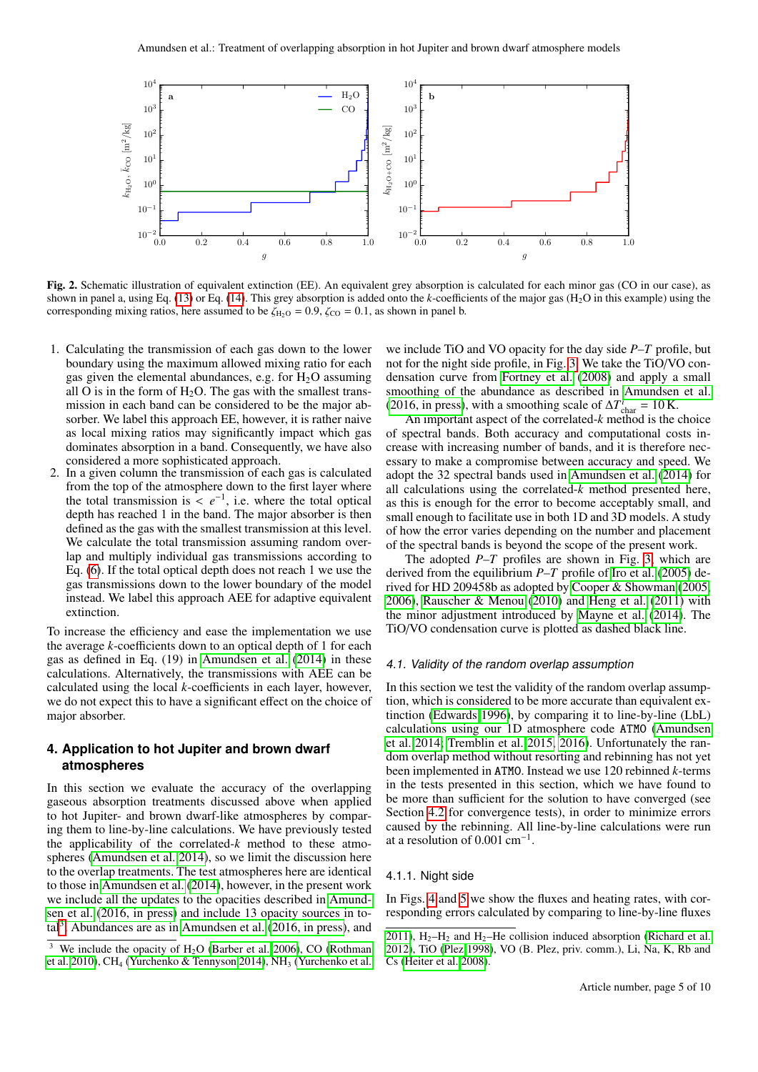Fig. 2. Schematic illustration of equivalent extinction (EE). An equivalent grey absorption is calculated for each minor gas (CO in our case), as shown in panel a, using Eq. (13) or Eq. (14). This grey absorption is added onto the $k$-coefficients of the major gas ($H_2O$ in this example) using the corresponding mixing ratios, here assumed to be $\zeta_{H_2O} = 0.9$, $\zeta_{CO} = 0.1$, as shown in panel b.

1. Calculating the transmission of each gas down to the lower boundary using the maximum allowed mixing ratio for each gas given the elemental abundances, e.g. for $H_2O$ assuming all O is in the form of $H_2O$. The gas with the smallest transmission in each band can be considered to be the major absorber. We label this approach EE, however, it is rather naive as local mixing ratios may significantly impact which gas dominates absorption in a band. Consequently, we have also considered a more sophisticated approach.
2. In a given column the transmission of each gas is calculated from the top of the atmosphere down to the first layer where the total transmission is $< e^{-1}$, i.e. where the total optical depth has reached 1 in the band. The major absorber is then defined as the gas with the smallest transmission at this level. We calculate the total transmission assuming random overlap and multiply individual gas transmissions according to Eq. (6). If the total optical depth does not reach 1 we use the gas transmissions down to the lower boundary of the model instead. We label this approach AEE for adaptive equivalent extinction.

To increase the efficiency and ease the implementation we use the average $k$-coefficients down to an optical depth of 1 for each gas as defined in Eq. (19) in Amundsen et al. (2014) in these calculations. Alternatively, the transmissions with AEE can be calculated using the local $k$-coefficients in each layer, however, we do not expect this to have a significant effect on the choice of major absorber.

## 4. Application to hot Jupiter and brown dwarf atmospheres

In this section we evaluate the accuracy of the overlapping gaseous absorption treatments discussed above when applied to hot Jupiter- and brown dwarf-like atmospheres by comparing them to line-by-line calculations. We have previously tested the applicability of the correlated-$k$ method to these atmospheres (Amundsen et al. 2014), so we limit the discussion here to the overlap treatments. The test atmospheres here are identical to those in Amundsen et al. (2014), however, in the present work we include all the updates to the opacities described in Amundsen et al. (2016, in press) and include 13 opacity sources in total[3]. Abundances are as in Amundsen et al. (2016, in press), and we include TiO and VO opacity for the day side $P$–$T$ profile, but not for the night side profile, in Fig. 3. We take the TiO/VO condensation curve from Fortney et al. (2008) and apply a small smoothing of the abundance as described in Amundsen et al. (2016, in press), with a smoothing scale of $\Delta T^i_{\rm char} = 10$ K.

An important aspect of the correlated-$k$ method is the choice of spectral bands. Both accuracy and computational costs increase with increasing number of bands, and it is therefore necessary to make a compromise between accuracy and speed. We adopt the 32 spectral bands used in Amundsen et al. (2014) for all calculations using the correlated-$k$ method presented here, as this is enough for the error to become acceptably small, and small enough to facilitate use in both 1D and 3D models. A study of how the error varies depending on the number and placement of the spectral bands is beyond the scope of the present work.

The adopted $P$–$T$ profiles are shown in Fig. 3, which are derived from the equilibrium $P$–$T$ profile of Iro et al. (2005) derived for HD 209458b as adopted by Cooper & Showman (2005, 2006), Rauscher & Menou (2010) and Heng et al. (2011) with the minor adjustment introduced by Mayne et al. (2014). The TiO/VO condensation curve is plotted as dashed black line.

### 4.1. Validity of the random overlap assumption

In this section we test the validity of the random overlap assumption, which is considered to be more accurate than equivalent extinction (Edwards 1996), by comparing it to line-by-line (LbL) calculations using our 1D atmosphere code ATMO (Amundsen et al. 2014; Tremblin et al. 2015, 2016). Unfortunately the random overlap method without resorting and rebinning has not yet been implemented in ATMO. Instead we use 120 rebinned $k$-terms in the tests presented in this section, which we have found to be more than sufficient for the solution to have converged (see Section 4.2 for convergence tests), in order to minimize errors caused by the rebinning. All line-by-line calculations were run at a resolution of 0.001 cm$^{-1}$.

#### 4.1.1. Night side

In Figs. 4 and 5 we show the fluxes and heating rates, with corresponding errors calculated by comparing to line-by-line fluxes

[3] We include the opacity of $H_2O$ (Barber et al. 2006), CO (Rothman et al. 2010), $CH_4$ (Yurchenko & Tennyson 2014), $NH_3$ (Yurchenko et al. 2011), $H_2$–$H_2$ and $H_2$–He collision induced absorption (Richard et al. 2012), TiO (Plez 1998), VO (B. Plez, priv. comm.), Li, Na, K, Rb and Cs (Heiter et al. 2008).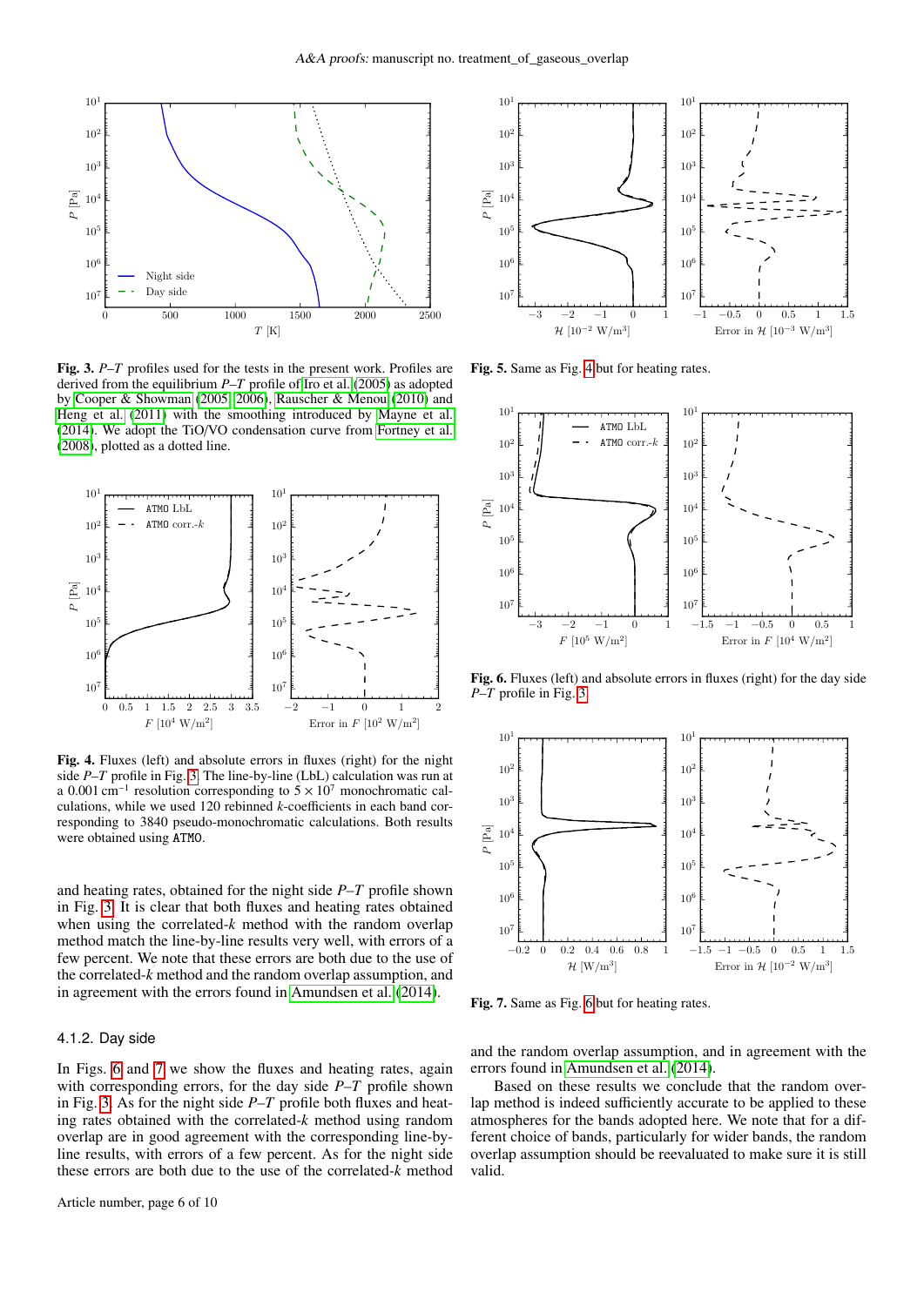**Fig. 3.** *P–T* profiles used for the tests in the present work. Profiles are derived from the equilibrium *P–T* profile of Iro et al. (2005) as adopted by Cooper & Showman (2005, 2006), Rauscher & Menou (2010) and Heng et al. (2011) with the smoothing introduced by Mayne et al. (2014). We adopt the TiO/VO condensation curve from Fortney et al. (2008), plotted as a dotted line.

**Fig. 4.** Fluxes (left) and absolute errors in fluxes (right) for the night side *P–T* profile in Fig. 3. The line-by-line (LbL) calculation was run at a 0.001 cm$^{-1}$ resolution corresponding to $5 \times 10^7$ monochromatic calculations, while we used 120 rebinned *k*-coefficients in each band corresponding to 3840 pseudo-monochromatic calculations. Both results were obtained using ATMO.

and heating rates, obtained for the night side *P–T* profile shown in Fig. 3. It is clear that both fluxes and heating rates obtained when using the correlated-*k* method with the random overlap method match the line-by-line results very well, with errors of a few percent. We note that these errors are both due to the use of the correlated-*k* method and the random overlap assumption, and in agreement with the errors found in Amundsen et al. (2014).

#### 4.1.2. Day side

In Figs. 6 and 7 we show the fluxes and heating rates, again with corresponding errors, for the day side *P–T* profile shown in Fig. 3. As for the night side *P–T* profile both fluxes and heating rates obtained with the correlated-*k* method using random overlap are in good agreement with the corresponding line-by-line results, with errors of a few percent. As for the night side these errors are both due to the use of the correlated-*k* method and the random overlap assumption, and in agreement with the errors found in Amundsen et al. (2014).

Based on these results we conclude that the random overlap method is indeed sufficiently accurate to be applied to these atmospheres for the bands adopted here. We note that for a different choice of bands, particularly for wider bands, the random overlap assumption should be reevaluated to make sure it is still valid.

**Fig. 5.** Same as Fig. 4 but for heating rates.

**Fig. 6.** Fluxes (left) and absolute errors in fluxes (right) for the day side *P–T* profile in Fig. 3.

**Fig. 7.** Same as Fig. 6 but for heating rates.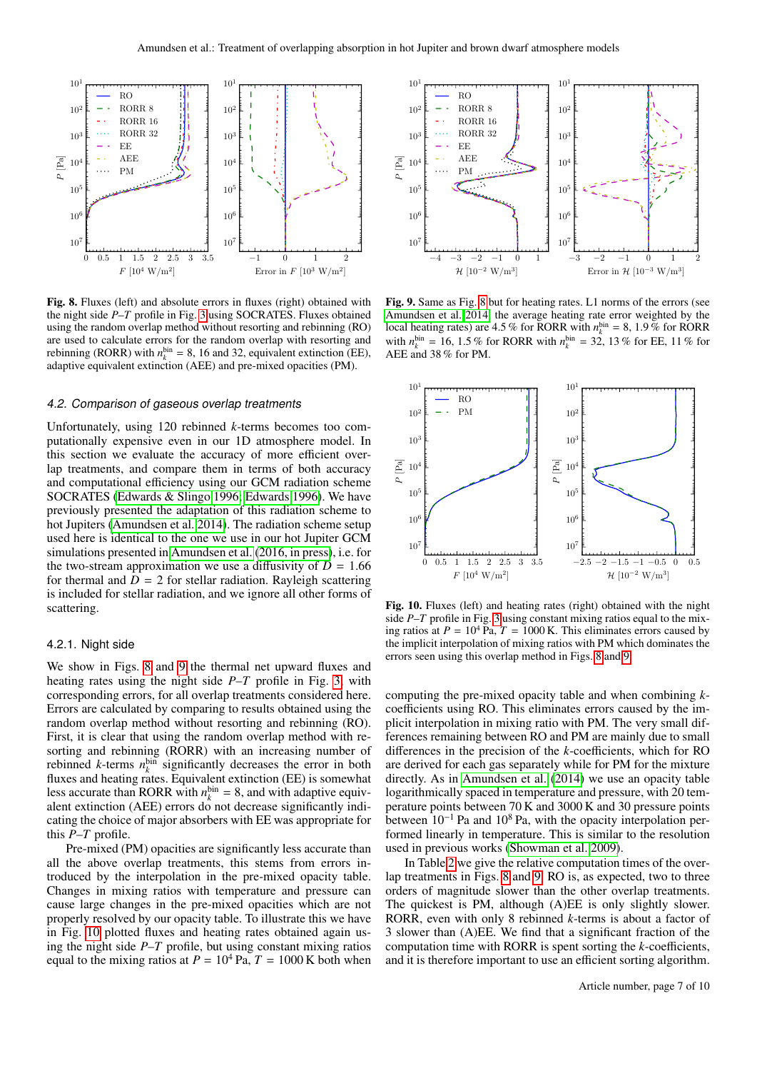**Fig. 8.** Fluxes (left) and absolute errors in fluxes (right) obtained with the night side $P$–$T$ profile in Fig. 3 using SOCRATES. Fluxes obtained using the random overlap method without resorting and rebinning (RO) are used to calculate errors for the random overlap with resorting and rebinning (RORR) with $n_k^{\rm bin} = 8$, 16 and 32, equivalent extinction (EE), adaptive equivalent extinction (AEE) and pre-mixed opacities (PM).

**Fig. 9.** Same as Fig. 8 but for heating rates. L1 norms of the errors (see Amundsen et al. 2014, the average heating rate error weighted by the local heating rates) are 4.5 % for RORR with $n_k^{\rm bin} = 8$, 1.9 % for RORR with $n_k^{\rm bin} = 16$, 1.5 % for RORR with $n_k^{\rm bin} = 32$, 13 % for EE, 11 % for AEE and 38 % for PM.

### 4.2. Comparison of gaseous overlap treatments

Unfortunately, using 120 rebinned $k$-terms becomes too computationally expensive even in our 1D atmosphere model. In this section we evaluate the accuracy of more efficient overlap treatments, and compare them in terms of both accuracy and computational efficiency using our GCM radiation scheme SOCRATES (Edwards & Slingo 1996; Edwards 1996). We have previously presented the adaptation of this radiation scheme to hot Jupiters (Amundsen et al. 2014). The radiation scheme setup used here is identical to the one we use in our hot Jupiter GCM simulations presented in Amundsen et al. (2016, in press), i.e. for the two-stream approximation we use a diffusivity of $D = 1.66$ for thermal and $D = 2$ for stellar radiation. Rayleigh scattering is included for stellar radiation, and we ignore all other forms of scattering.

#### 4.2.1. Night side

We show in Figs. 8 and 9 the thermal net upward fluxes and heating rates using the night side $P$–$T$ profile in Fig. 3, with corresponding errors, for all overlap treatments considered here. Errors are calculated by comparing to results obtained using the random overlap method without resorting and rebinning (RO). First, it is clear that using the random overlap method with resorting and rebinning (RORR) with an increasing number of rebinned $k$-terms $n_k^{\rm bin}$ significantly decreases the error in both fluxes and heating rates. Equivalent extinction (EE) is somewhat less accurate than RORR with $n_k^{\rm bin} = 8$, and with adaptive equivalent extinction (AEE) errors do not decrease significantly indicating the choice of major absorbers with EE was appropriate for this $P$–$T$ profile.

Pre-mixed (PM) opacities are significantly less accurate than all the above overlap treatments, this stems from errors introduced by the interpolation in the pre-mixed opacity table. Changes in mixing ratios with temperature and pressure can cause large changes in the pre-mixed opacities which are not properly resolved by our opacity table. To illustrate this we have in Fig. 10 plotted fluxes and heating rates obtained again using the night side $P$–$T$ profile, but using constant mixing ratios equal to the mixing ratios at $P = 10^4$ Pa, $T = 1000$ K both when computing the pre-mixed opacity table and when combining $k$-coefficients using RO. This eliminates errors caused by the implicit interpolation in mixing ratio with PM. The very small differences remaining between RO and PM are mainly due to small differences in the precision of the $k$-coefficients, which for RO are derived for each gas separately while for PM for the mixture directly. As in Amundsen et al. (2014) we use an opacity table logarithmically spaced in temperature and pressure, with 20 temperature points between 70 K and 3000 K and 30 pressure points between $10^{-1}$ Pa and $10^8$ Pa, with the opacity interpolation performed linearly in temperature. This is similar to the resolution used in previous works (Showman et al. 2009).

In Table 2 we give the relative computation times of the overlap treatments in Figs. 8 and 9. RO is, as expected, two to three orders of magnitude slower than the other overlap treatments. The quickest is PM, although (A)EE is only slightly slower. RORR, even with only 8 rebinned $k$-terms is about a factor of 3 slower than (A)EE. We find that a significant fraction of the computation time with RORR is spent sorting the $k$-coefficients, and it is therefore important to use an efficient sorting algorithm.

**Fig. 10.** Fluxes (left) and heating rates (right) obtained with the night side $P$–$T$ profile in Fig. 3 using constant mixing ratios equal to the mixing ratios at $P = 10^4$ Pa, $T = 1000$ K. This eliminates errors caused by the implicit interpolation of mixing ratios with PM which dominates the errors seen using this overlap method in Figs. 8 and 9.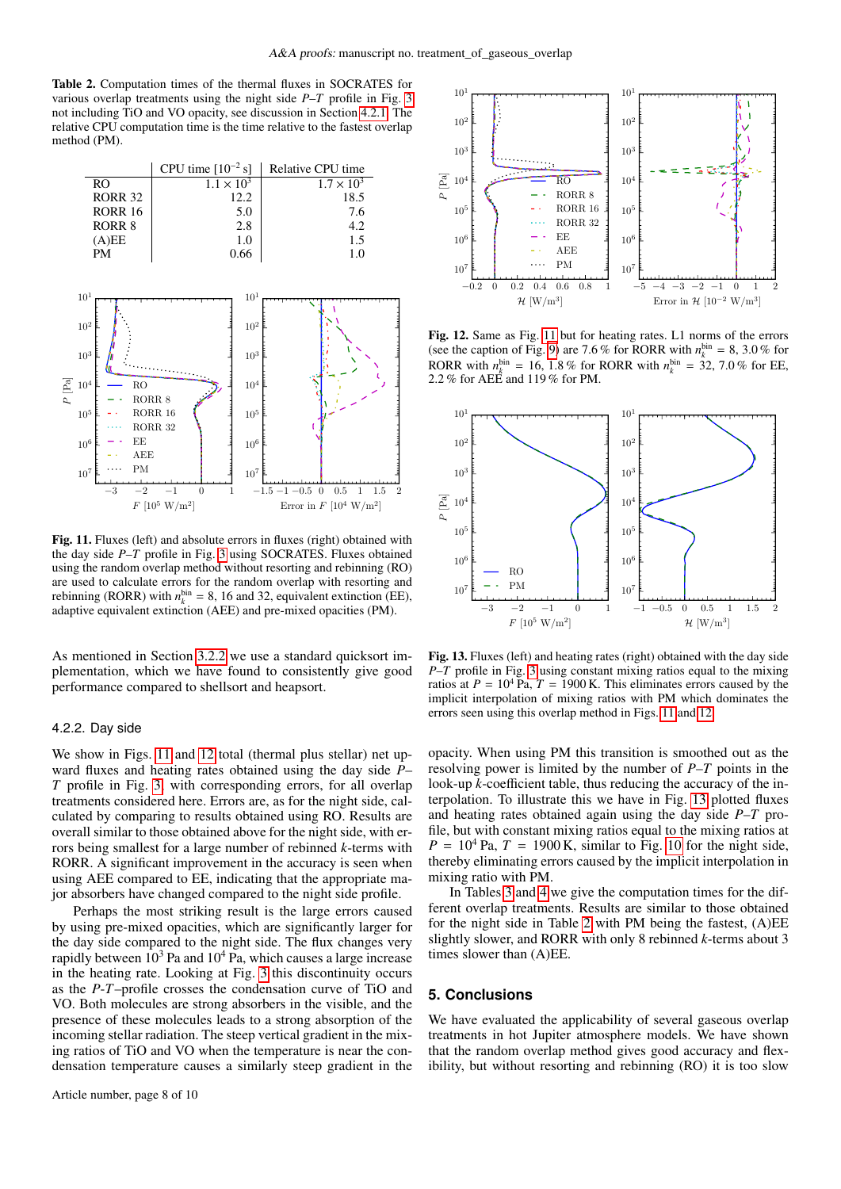**Table 2.** Computation times of the thermal fluxes in SOCRATES for various overlap treatments using the night side *P*–*T* profile in Fig. 3 not including TiO and VO opacity, see discussion in Section 4.2.1. The relative CPU computation time is the time relative to the fastest overlap method (PM).

| | CPU time [$10^{-2}$ s] | Relative CPU time |
|---|---|---|
| RO | $1.1 \times 10^3$ | $1.7 \times 10^3$ |
| RORR 32 | 12.2 | 18.5 |
| RORR 16 | 5.0 | 7.6 |
| RORR 8 | 2.8 | 4.2 |
| (A)EE | 1.0 | 1.5 |
| PM | 0.66 | 1.0 |

**Fig. 11.** Fluxes (left) and absolute errors in fluxes (right) obtained with the day side *P*–*T* profile in Fig. 3 using SOCRATES. Fluxes obtained using the random overlap method without resorting and rebinning (RO) are used to calculate errors for the random overlap with resorting and rebinning (RORR) with $n_k^{\rm bin} = 8$, 16 and 32, equivalent extinction (EE), adaptive equivalent extinction (AEE) and pre-mixed opacities (PM).

As mentioned in Section 3.2.2 we use a standard quicksort implementation, which we have found to consistently give good performance compared to shellsort and heapsort.

### 4.2.2. Day side

We show in Figs. 11 and 12 total (thermal plus stellar) net upward fluxes and heating rates obtained using the day side *P*–*T* profile in Fig. 3, with corresponding errors, for all overlap treatments considered here. Errors are, as for the night side, calculated by comparing to results obtained using RO. Results are overall similar to those obtained above for the night side, with errors being smallest for a large number of rebinned *k*-terms with RORR. A significant improvement in the accuracy is seen when using AEE compared to EE, indicating that the appropriate major absorbers have changed compared to the night side profile.

Perhaps the most striking result is the large errors caused by using pre-mixed opacities, which are significantly larger for the day side compared to the night side. The flux changes very rapidly between $10^3$ Pa and $10^4$ Pa, which causes a large increase in the heating rate. Looking at Fig. 3 this discontinuity occurs as the *P*-*T*–profile crosses the condensation curve of TiO and VO. Both molecules are strong absorbers in the visible, and the presence of these molecules leads to a strong absorption of the incoming stellar radiation. The steep vertical gradient in the mixing ratios of TiO and VO when the temperature is near the condensation temperature causes a similarly steep gradient in the opacity. When using PM this transition is smoothed out as the resolving power is limited by the number of *P*–*T* points in the look-up *k*-coefficient table, thus reducing the accuracy of the interpolation. To illustrate this we have in Fig. 13 plotted fluxes and heating rates obtained again using the day side *P*–*T* profile, but with constant mixing ratios equal to the mixing ratios at $P = 10^4$ Pa, $T = 1900$ K, similar to Fig. 10 for the night side, thereby eliminating errors caused by the implicit interpolation in mixing ratio with PM.

**Fig. 12.** Same as Fig. 11 but for heating rates. L1 norms of the errors (see the caption of Fig. 9) are 7.6 % for RORR with $n_k^{\rm bin} = 8$, 3.0 % for RORR with $n_k^{\rm bin} = 16$, 1.8 % for RORR with $n_k^{\rm bin} = 32$, 7.0 % for EE, 2.2 % for AEE and 119 % for PM.

**Fig. 13.** Fluxes (left) and heating rates (right) obtained with the day side *P*–*T* profile in Fig. 3 using constant mixing ratios equal to the mixing ratios at $P = 10^4$ Pa, $T = 1900$ K. This eliminates errors caused by the implicit interpolation of mixing ratios with PM which dominates the errors seen using this overlap method in Figs. 11 and 12.

In Tables 3 and 4 we give the computation times for the different overlap treatments. Results are similar to those obtained for the night side in Table 2 with PM being the fastest, (A)EE slightly slower, and RORR with only 8 rebinned *k*-terms about 3 times slower than (A)EE.

## 5. Conclusions

We have evaluated the applicability of several gaseous overlap treatments in hot Jupiter atmosphere models. We have shown that the random overlap method gives good accuracy and flexibility, but without resorting and rebinning (RO) it is too slow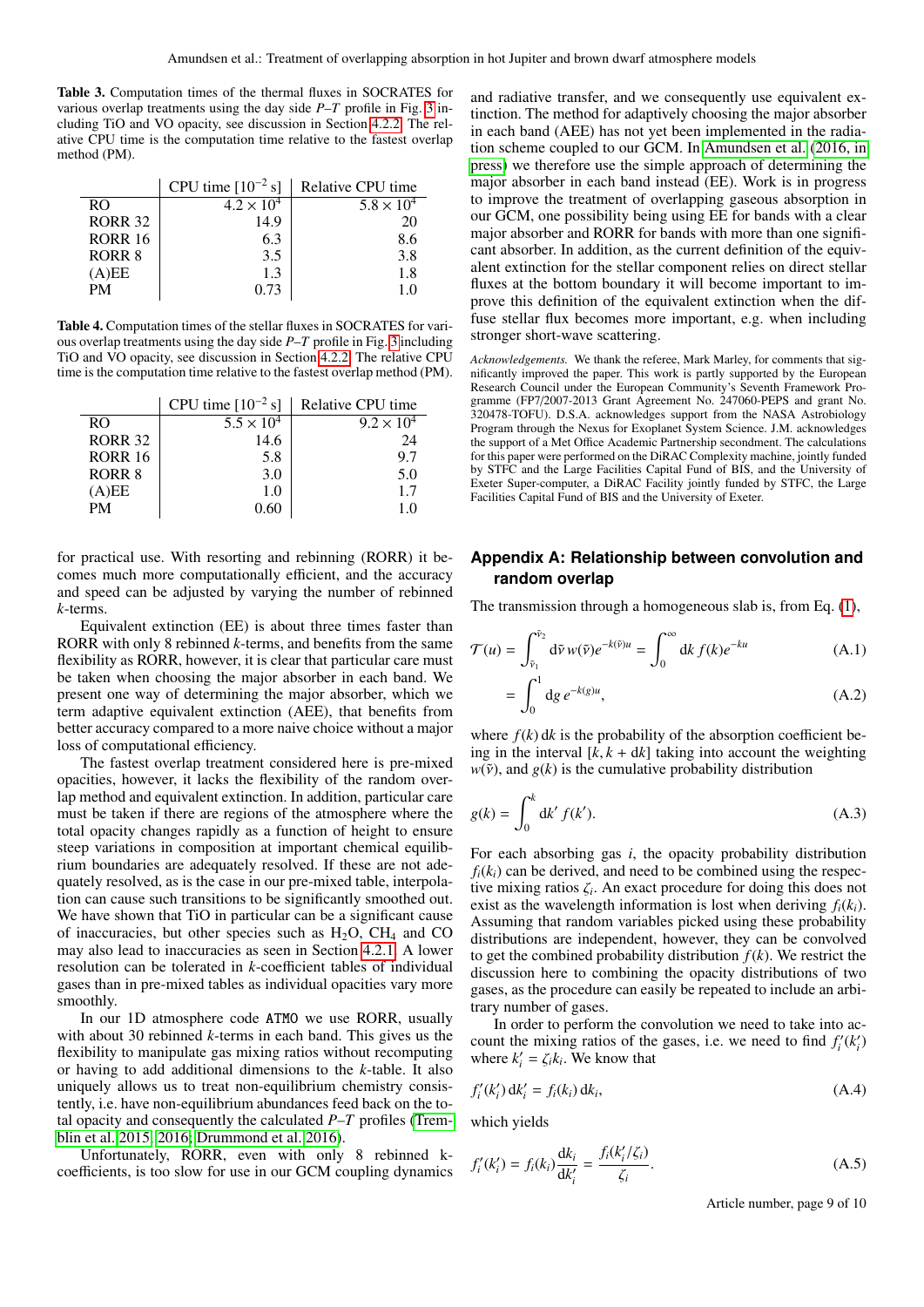**Table 3.** Computation times of the thermal fluxes in SOCRATES for various overlap treatments using the day side *P*–*T* profile in Fig. 3 including TiO and VO opacity, see discussion in Section 4.2.2. The relative CPU time is the computation time relative to the fastest overlap method (PM).

| | CPU time [$10^{-2}$ s] | Relative CPU time |
|---|---|---|
| RO | $4.2 \times 10^4$ | $5.8 \times 10^4$ |
| RORR 32 | 14.9 | 20 |
| RORR 16 | 6.3 | 8.6 |
| RORR 8 | 3.5 | 3.8 |
| (A)EE | 1.3 | 1.8 |
| PM | 0.73 | 1.0 |

**Table 4.** Computation times of the stellar fluxes in SOCRATES for various overlap treatments using the day side *P*–*T* profile in Fig. 3 including TiO and VO opacity, see discussion in Section 4.2.2. The relative CPU time is the computation time relative to the fastest overlap method (PM).

| | CPU time [$10^{-2}$ s] | Relative CPU time |
|---|---|---|
| RO | $5.5 \times 10^4$ | $9.2 \times 10^4$ |
| RORR 32 | 14.6 | 24 |
| RORR 16 | 5.8 | 9.7 |
| RORR 8 | 3.0 | 5.0 |
| (A)EE | 1.0 | 1.7 |
| PM | 0.60 | 1.0 |

for practical use. With resorting and rebinning (RORR) it becomes much more computationally efficient, and the accuracy and speed can be adjusted by varying the number of rebinned *k*-terms.

Equivalent extinction (EE) is about three times faster than RORR with only 8 rebinned *k*-terms, and benefits from the same flexibility as RORR, however, it is clear that particular care must be taken when choosing the major absorber in each band. We present one way of determining the major absorber, which we term adaptive equivalent extinction (AEE), that benefits from better accuracy compared to a more naive choice without a major loss of computational efficiency.

The fastest overlap treatment considered here is pre-mixed opacities, however, it lacks the flexibility of the random overlap method and equivalent extinction. In addition, particular care must be taken if there are regions of the atmosphere where the total opacity changes rapidly as a function of height to ensure steep variations in composition at important chemical equilibrium boundaries are adequately resolved. If these are not adequately resolved, as is the case in our pre-mixed table, interpolation can cause such transitions to be significantly smoothed out. We have shown that TiO in particular can be a significant cause of inaccuracies, but other species such as $H_2O$, $CH_4$ and CO may also lead to inaccuracies as seen in Section 4.2.1. A lower resolution can be tolerated in *k*-coefficient tables of individual gases than in pre-mixed tables as individual opacities vary more smoothly.

In our 1D atmosphere code ATMO we use RORR, usually with about 30 rebinned *k*-terms in each band. This gives us the flexibility to manipulate gas mixing ratios without recomputing or having to add additional dimensions to the *k*-table. It also uniquely allows us to treat non-equilibrium chemistry consistently, i.e. have non-equilibrium abundances feed back on the total opacity and consequently the calculated *P*–*T* profiles (Tremblin et al. 2015, 2016; Drummond et al. 2016).

Unfortunately, RORR, even with only 8 rebinned k-coefficients, is too slow for use in our GCM coupling dynamics and radiative transfer, and we consequently use equivalent extinction. The method for adaptively choosing the major absorber in each band (AEE) has not yet been implemented in the radiation scheme coupled to our GCM. In Amundsen et al. (2016, in press) we therefore use the simple approach of determining the major absorber in each band instead (EE). Work is in progress to improve the treatment of overlapping gaseous absorption in our GCM, one possibility being using EE for bands with a clear major absorber and RORR for bands with more than one significant absorber. In addition, as the current definition of the equivalent extinction for the stellar component relies on direct stellar fluxes at the bottom boundary it will become important to improve this definition of the equivalent extinction when the diffuse stellar flux becomes more important, e.g. when including stronger short-wave scattering.

*Acknowledgements.* We thank the referee, Mark Marley, for comments that significantly improved the paper. This work is partly supported by the European Research Council under the European Community's Seventh Framework Programme (FP7/2007-2013 Grant Agreement No. 247060-PEPS and grant No. 320478-TOFU). D.S.A. acknowledges support from the NASA Astrobiology Program through the Nexus for Exoplanet System Science. J.M. acknowledges the support of a Met Office Academic Partnership secondment. The calculations for this paper were performed on the DiRAC Complexity machine, jointly funded by STFC and the Large Facilities Capital Fund of BIS, and the University of Exeter Super-computer, a DiRAC Facility jointly funded by STFC, the Large Facilities Capital Fund of BIS and the University of Exeter.

## Appendix A: Relationship between convolution and random overlap

The transmission through a homogeneous slab is, from Eq. (1),

$$\mathcal{T}(u) = \int_{\tilde{\nu}_1}^{\tilde{\nu}_2} \mathrm{d}\tilde{\nu}\, w(\tilde{\nu}) e^{-k(\tilde{\nu})u} = \int_0^\infty \mathrm{d}k\, f(k) e^{-ku} \tag{A.1}$$

$$= \int_0^1 \mathrm{d}g\, e^{-k(g)u}, \tag{A.2}$$

where $f(k)\,\mathrm{d}k$ is the probability of the absorption coefficient being in the interval $[k, k + \mathrm{d}k]$ taking into account the weighting $w(\tilde{\nu})$, and $g(k)$ is the cumulative probability distribution

$$g(k) = \int_0^k \mathrm{d}k'\, f(k'). \tag{A.3}$$

For each absorbing gas $i$, the opacity probability distribution $f_i(k_i)$ can be derived, and need to be combined using the respective mixing ratios $\zeta_i$. An exact procedure for doing this does not exist as the wavelength information is lost when deriving $f_i(k_i)$. Assuming that random variables picked using these probability distributions are independent, however, they can be convolved to get the combined probability distribution $f(k)$. We restrict the discussion here to combining the opacity distributions of two gases, as the procedure can easily be repeated to include an arbitrary number of gases.

In order to perform the convolution we need to take into account the mixing ratios of the gases, i.e. we need to find $f_i'(k_i')$ where $k_i' = \zeta_i k_i$. We know that

$$f_i'(k_i')\,\mathrm{d}k_i' = f_i(k_i)\,\mathrm{d}k_i, \tag{A.4}$$

which yields

$$f_i'(k_i') = f_i(k_i)\frac{\mathrm{d}k_i}{\mathrm{d}k_i'} = \frac{f_i(k_i'/\zeta_i)}{\zeta_i}. \tag{A.5}$$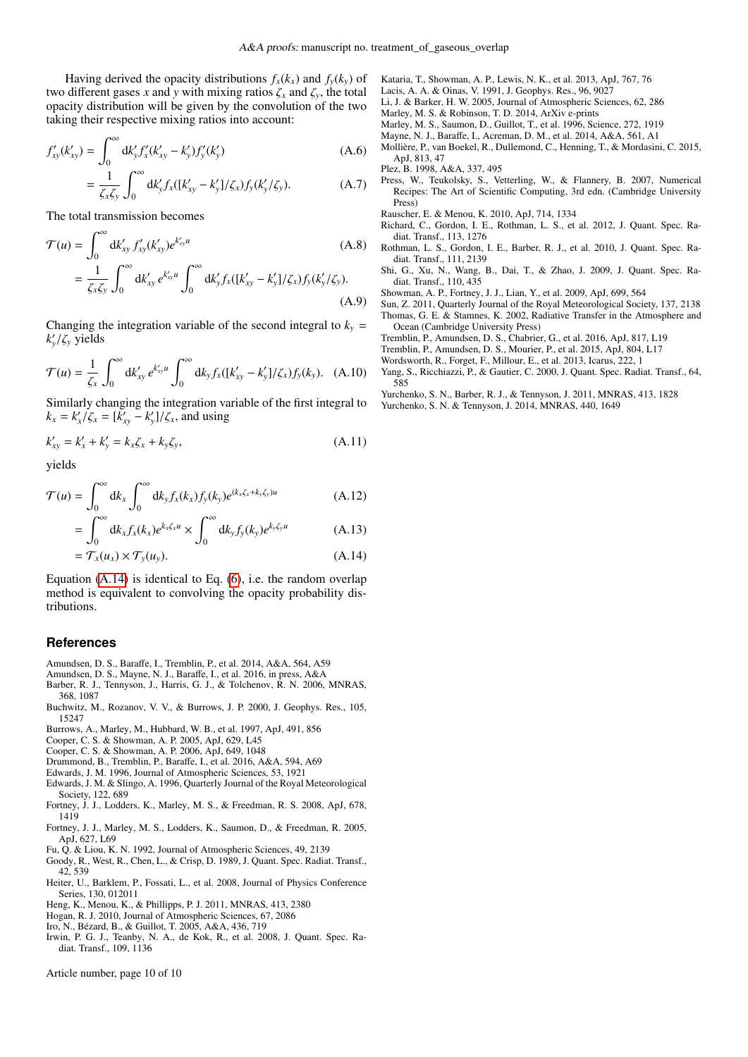Having derived the opacity distributions $f_x(k_x)$ and $f_y(k_y)$ of two different gases $x$ and $y$ with mixing ratios $\zeta_x$ and $\zeta_y$, the total opacity distribution will be given by the convolution of the two taking their respective mixing ratios into account:

$$f'_{xy}(k'_{xy}) = \int_0^\infty \mathrm{d}k'_y f'_x(k'_{xy} - k'_y) f'_y(k'_y) \quad (A.6)$$

$$= \frac{1}{\zeta_x \zeta_y} \int_0^\infty \mathrm{d}k'_y f_x([k'_{xy} - k'_y]/\zeta_x) f_y(k'_y/\zeta_y). \quad (A.7)$$

The total transmission becomes

$$\mathcal{T}(u) = \int_0^\infty \mathrm{d}k'_{xy}\, f'_{xy}(k'_{xy}) e^{k'_{xy}u} \quad (A.8)$$

$$= \frac{1}{\zeta_x \zeta_y} \int_0^\infty \mathrm{d}k'_{xy}\, e^{k'_{xy}u} \int_0^\infty \mathrm{d}k'_y f_x([k'_{xy} - k'_y]/\zeta_x) f_y(k'_y/\zeta_y). \quad (A.9)$$

Changing the integration variable of the second integral to $k_y = k'_y/\zeta_y$ yields

$$\mathcal{T}(u) = \frac{1}{\zeta_x} \int_0^\infty \mathrm{d}k'_{xy}\, e^{k'_{xy}u} \int_0^\infty \mathrm{d}k_y f_x([k'_{xy} - k'_y]/\zeta_x) f_y(k_y). \quad (A.10)$$

Similarly changing the integration variable of the first integral to $k_x = k'_x/\zeta_x = [k'_{xy} - k'_y]/\zeta_x$, and using

$$k'_{xy} = k'_x + k'_y = k_x \zeta_x + k_y \zeta_y, \quad (A.11)$$

yields

$$\mathcal{T}(u) = \int_0^\infty \mathrm{d}k_x \int_0^\infty \mathrm{d}k_y f_x(k_x) f_y(k_y) e^{(k_x\zeta_x + k_y\zeta_y)u} \quad (A.12)$$

$$= \int_0^\infty \mathrm{d}k_x f_x(k_x) e^{k_x\zeta_x u} \times \int_0^\infty \mathrm{d}k_y f_y(k_y) e^{k_y\zeta_y u} \quad (A.13)$$

$$= \mathcal{T}_x(u_x) \times \mathcal{T}_y(u_y). \quad (A.14)$$

Equation (A.14) is identical to Eq. (6), i.e. the random overlap method is equivalent to convolving the opacity probability distributions.

## References

Amundsen, D. S., Baraffe, I., Tremblin, P., et al. 2014, A&A, 564, A59
Amundsen, D. S., Mayne, N. J., Baraffe, I., et al. 2016, in press, A&A
Barber, R. J., Tennyson, J., Harris, G. J., & Tolchenov, R. N. 2006, MNRAS, 368, 1087
Buchwitz, M., Rozanov, V. V., & Burrows, J. P. 2000, J. Geophys. Res., 105, 15247
Burrows, A., Marley, M., Hubbard, W. B., et al. 1997, ApJ, 491, 856
Cooper, C. S. & Showman, A. P. 2005, ApJ, 629, L45
Cooper, C. S. & Showman, A. P. 2006, ApJ, 649, 1048
Drummond, B., Tremblin, P., Baraffe, I., et al. 2016, A&A, 594, A69
Edwards, J. M. 1996, Journal of Atmospheric Sciences, 53, 1921
Edwards, J. M. & Slingo, A. 1996, Quarterly Journal of the Royal Meteorological Society, 122, 689
Fortney, J. J., Lodders, K., Marley, M. S., & Freedman, R. S. 2008, ApJ, 678, 1419
Fortney, J. J., Marley, M. S., Lodders, K., Saumon, D., & Freedman, R. 2005, ApJ, 627, L69
Fu, Q. & Liou, K. N. 1992, Journal of Atmospheric Sciences, 49, 2139
Goody, R., West, R., Chen, L., & Crisp, D. 1989, J. Quant. Spec. Radiat. Transf., 42, 539
Heiter, U., Barklem, P., Fossati, L., et al. 2008, Journal of Physics Conference Series, 130, 012011
Heng, K., Menou, K., & Phillipps, P. J. 2011, MNRAS, 413, 2380
Hogan, R. J. 2010, Journal of Atmospheric Sciences, 67, 2086
Iro, N., Bézard, B., & Guillot, T. 2005, A&A, 436, 719
Irwin, P. G. J., Teanby, N. A., de Kok, R., et al. 2008, J. Quant. Spec. Radiat. Transf., 109, 1136
Kataria, T., Showman, A. P., Lewis, N. K., et al. 2013, ApJ, 767, 76
Lacis, A. A. & Oinas, V. 1991, J. Geophys. Res., 96, 9027
Li, J. & Barker, H. W. 2005, Journal of Atmospheric Sciences, 62, 286
Marley, M. S. & Robinson, T. D. 2014, ArXiv e-prints
Marley, M. S., Saumon, D., Guillot, T., et al. 1996, Science, 272, 1919
Mayne, N. J., Baraffe, I., Acreman, D. M., et al. 2014, A&A, 561, A1
Mollière, P., van Boekel, R., Dullemond, C., Henning, T., & Mordasini, C. 2015, ApJ, 813, 47
Plez, B. 1998, A&A, 337, 495
Press, W., Teukolsky, S., Vetterling, W., & Flannery, B. 2007, Numerical Recipes: The Art of Scientific Computing, 3rd edn. (Cambridge University Press)
Rauscher, E. & Menou, K. 2010, ApJ, 714, 1334
Richard, C., Gordon, I. E., Rothman, L. S., et al. 2012, J. Quant. Spec. Radiat. Transf., 113, 1276
Rothman, L. S., Gordon, I. E., Barber, R. J., et al. 2010, J. Quant. Spec. Radiat. Transf., 111, 2139
Shi, G., Xu, N., Wang, B., Dai, T., & Zhao, J. 2009, J. Quant. Spec. Radiat. Transf., 110, 435
Showman, A. P., Fortney, J. J., Lian, Y., et al. 2009, ApJ, 699, 564
Sun, Z. 2011, Quarterly Journal of the Royal Meteorological Society, 137, 2138
Thomas, G. E. & Stamnes, K. 2002, Radiative Transfer in the Atmosphere and Ocean (Cambridge University Press)
Tremblin, P., Amundsen, D. S., Chabrier, G., et al. 2016, ApJ, 817, L19
Tremblin, P., Amundsen, D. S., Mourier, P., et al. 2015, ApJ, 804, L17
Wordsworth, R., Forget, F., Millour, E., et al. 2013, Icarus, 222, 1
Yang, S., Ricchiazzi, P., & Gautier, C. 2000, J. Quant. Spec. Radiat. Transf., 64, 585
Yurchenko, S. N., Barber, R. J., & Tennyson, J. 2011, MNRAS, 413, 1828
Yurchenko, S. N. & Tennyson, J. 2014, MNRAS, 440, 1649